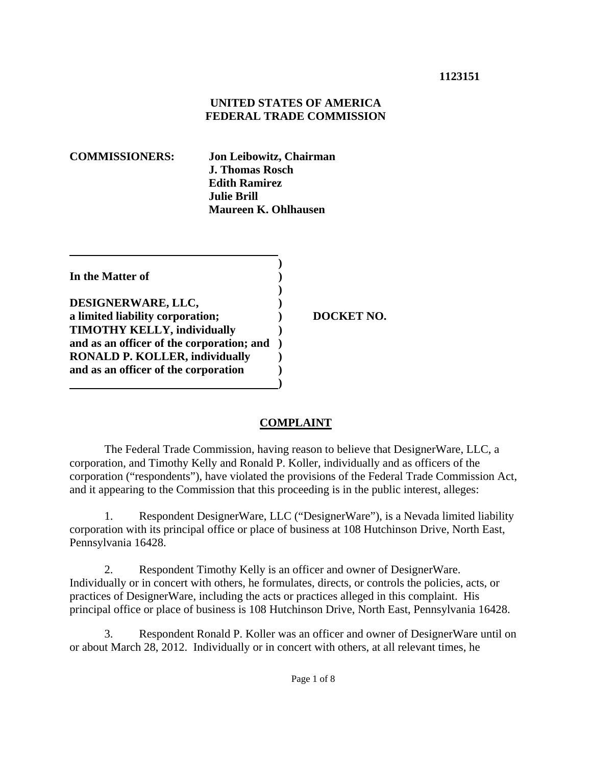**1123151**

**UNITED STATES OF AMERICA**
**FEDERAL TRADE COMMISSION**

**COMMISSIONERS:** **Jon Leibowitz, Chairman**
**J. Thomas Rosch**
**Edith Ramirez**
**Julie Brill**
**Maureen K. Ohlhausen**

| | | |
|---|---|---|
| **In the Matter of** | ) | |
| | ) | |
| **DESIGNERWARE, LLC,** | ) | |
| **a limited liability corporation;** | ) | **DOCKET NO.** |
| **TIMOTHY KELLY, individually** | ) | |
| **and as an officer of the corporation; and** | ) | |
| **RONALD P. KOLLER, individually** | ) | |
| **and as an officer of the corporation** | ) | |

## COMPLAINT

The Federal Trade Commission, having reason to believe that DesignerWare, LLC, a corporation, and Timothy Kelly and Ronald P. Koller, individually and as officers of the corporation ("respondents"), have violated the provisions of the Federal Trade Commission Act, and it appearing to the Commission that this proceeding is in the public interest, alleges:

1. Respondent DesignerWare, LLC ("DesignerWare"), is a Nevada limited liability corporation with its principal office or place of business at 108 Hutchinson Drive, North East, Pennsylvania 16428.

2. Respondent Timothy Kelly is an officer and owner of DesignerWare. Individually or in concert with others, he formulates, directs, or controls the policies, acts, or practices of DesignerWare, including the acts or practices alleged in this complaint. His principal office or place of business is 108 Hutchinson Drive, North East, Pennsylvania 16428.

3. Respondent Ronald P. Koller was an officer and owner of DesignerWare until on or about March 28, 2012. Individually or in concert with others, at all relevant times, he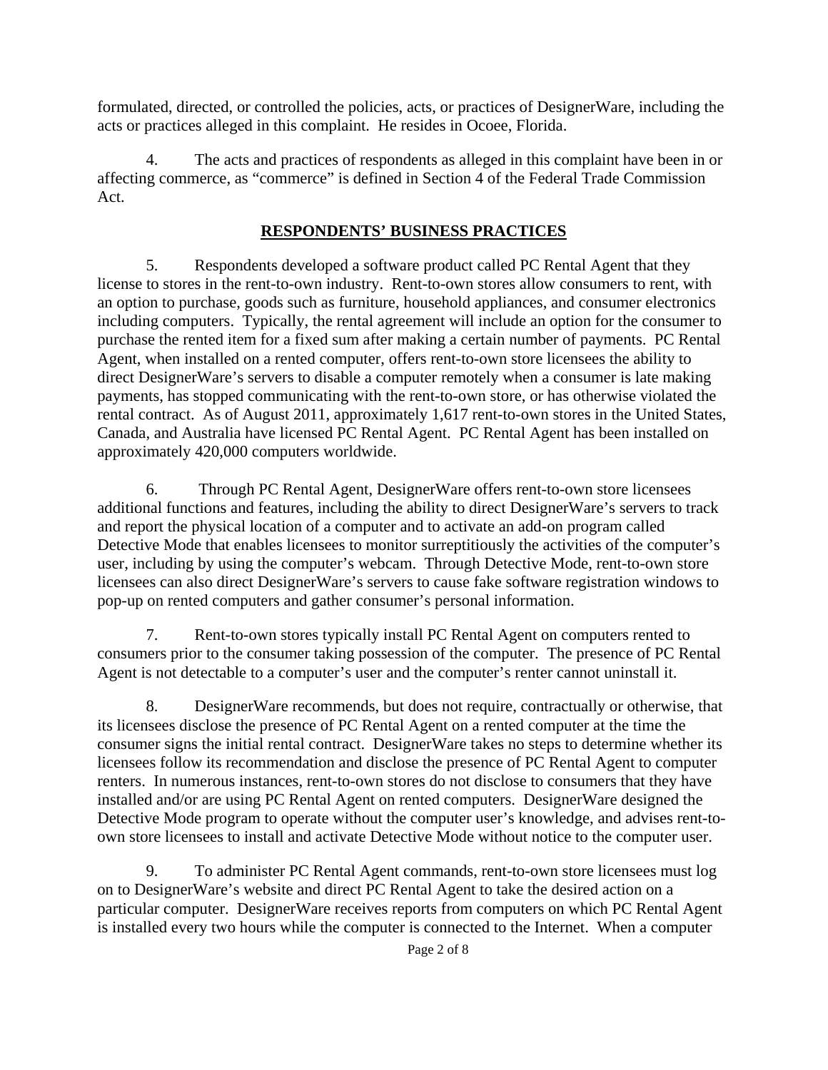formulated, directed, or controlled the policies, acts, or practices of DesignerWare, including the acts or practices alleged in this complaint. He resides in Ocoee, Florida.

4. The acts and practices of respondents as alleged in this complaint have been in or affecting commerce, as "commerce" is defined in Section 4 of the Federal Trade Commission Act.

## RESPONDENTS' BUSINESS PRACTICES

5. Respondents developed a software product called PC Rental Agent that they license to stores in the rent-to-own industry. Rent-to-own stores allow consumers to rent, with an option to purchase, goods such as furniture, household appliances, and consumer electronics including computers. Typically, the rental agreement will include an option for the consumer to purchase the rented item for a fixed sum after making a certain number of payments. PC Rental Agent, when installed on a rented computer, offers rent-to-own store licensees the ability to direct DesignerWare's servers to disable a computer remotely when a consumer is late making payments, has stopped communicating with the rent-to-own store, or has otherwise violated the rental contract. As of August 2011, approximately 1,617 rent-to-own stores in the United States, Canada, and Australia have licensed PC Rental Agent. PC Rental Agent has been installed on approximately 420,000 computers worldwide.

6. Through PC Rental Agent, DesignerWare offers rent-to-own store licensees additional functions and features, including the ability to direct DesignerWare's servers to track and report the physical location of a computer and to activate an add-on program called Detective Mode that enables licensees to monitor surreptitiously the activities of the computer's user, including by using the computer's webcam. Through Detective Mode, rent-to-own store licensees can also direct DesignerWare's servers to cause fake software registration windows to pop-up on rented computers and gather consumer's personal information.

7. Rent-to-own stores typically install PC Rental Agent on computers rented to consumers prior to the consumer taking possession of the computer. The presence of PC Rental Agent is not detectable to a computer's user and the computer's renter cannot uninstall it.

8. DesignerWare recommends, but does not require, contractually or otherwise, that its licensees disclose the presence of PC Rental Agent on a rented computer at the time the consumer signs the initial rental contract. DesignerWare takes no steps to determine whether its licensees follow its recommendation and disclose the presence of PC Rental Agent to computer renters. In numerous instances, rent-to-own stores do not disclose to consumers that they have installed and/or are using PC Rental Agent on rented computers. DesignerWare designed the Detective Mode program to operate without the computer user's knowledge, and advises rent-to-own store licensees to install and activate Detective Mode without notice to the computer user.

9. To administer PC Rental Agent commands, rent-to-own store licensees must log on to DesignerWare's website and direct PC Rental Agent to take the desired action on a particular computer. DesignerWare receives reports from computers on which PC Rental Agent is installed every two hours while the computer is connected to the Internet. When a computer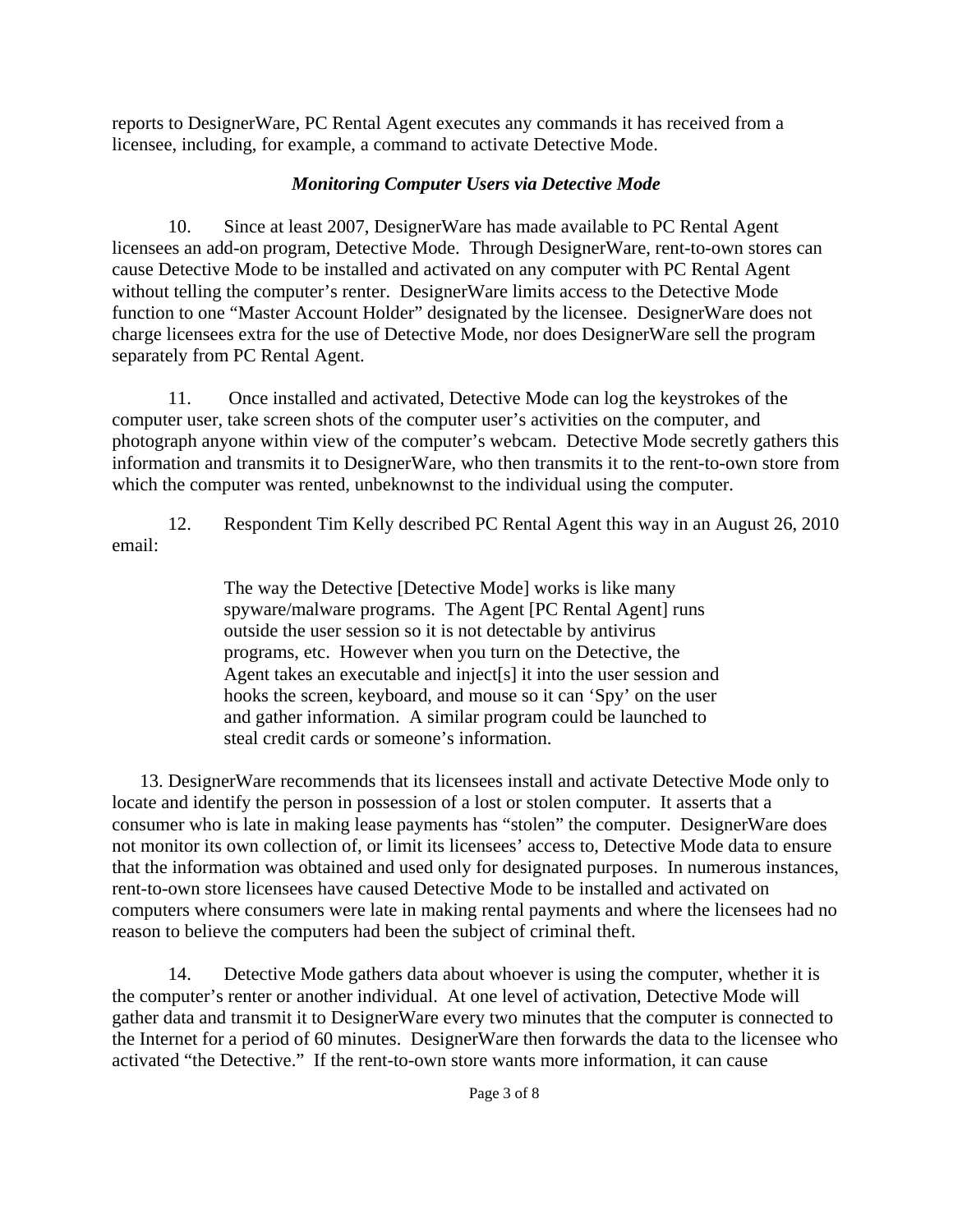reports to DesignerWare, PC Rental Agent executes any commands it has received from a licensee, including, for example, a command to activate Detective Mode.

### *Monitoring Computer Users via Detective Mode*

10. Since at least 2007, DesignerWare has made available to PC Rental Agent licensees an add-on program, Detective Mode. Through DesignerWare, rent-to-own stores can cause Detective Mode to be installed and activated on any computer with PC Rental Agent without telling the computer's renter. DesignerWare limits access to the Detective Mode function to one "Master Account Holder" designated by the licensee. DesignerWare does not charge licensees extra for the use of Detective Mode, nor does DesignerWare sell the program separately from PC Rental Agent.

11. Once installed and activated, Detective Mode can log the keystrokes of the computer user, take screen shots of the computer user's activities on the computer, and photograph anyone within view of the computer's webcam. Detective Mode secretly gathers this information and transmits it to DesignerWare, who then transmits it to the rent-to-own store from which the computer was rented, unbeknownst to the individual using the computer.

12. Respondent Tim Kelly described PC Rental Agent this way in an August 26, 2010 email:

> The way the Detective [Detective Mode] works is like many spyware/malware programs. The Agent [PC Rental Agent] runs outside the user session so it is not detectable by antivirus programs, etc. However when you turn on the Detective, the Agent takes an executable and inject[s] it into the user session and hooks the screen, keyboard, and mouse so it can 'Spy' on the user and gather information. A similar program could be launched to steal credit cards or someone's information.

13. DesignerWare recommends that its licensees install and activate Detective Mode only to locate and identify the person in possession of a lost or stolen computer. It asserts that a consumer who is late in making lease payments has "stolen" the computer. DesignerWare does not monitor its own collection of, or limit its licensees' access to, Detective Mode data to ensure that the information was obtained and used only for designated purposes. In numerous instances, rent-to-own store licensees have caused Detective Mode to be installed and activated on computers where consumers were late in making rental payments and where the licensees had no reason to believe the computers had been the subject of criminal theft.

14. Detective Mode gathers data about whoever is using the computer, whether it is the computer's renter or another individual. At one level of activation, Detective Mode will gather data and transmit it to DesignerWare every two minutes that the computer is connected to the Internet for a period of 60 minutes. DesignerWare then forwards the data to the licensee who activated "the Detective." If the rent-to-own store wants more information, it can cause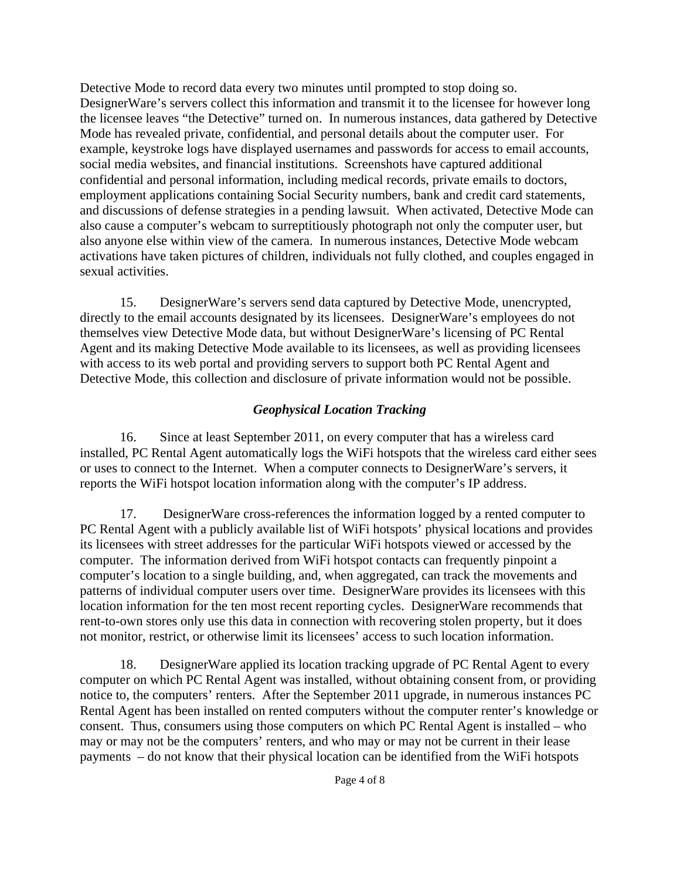Detective Mode to record data every two minutes until prompted to stop doing so. DesignerWare's servers collect this information and transmit it to the licensee for however long the licensee leaves "the Detective" turned on. In numerous instances, data gathered by Detective Mode has revealed private, confidential, and personal details about the computer user. For example, keystroke logs have displayed usernames and passwords for access to email accounts, social media websites, and financial institutions. Screenshots have captured additional confidential and personal information, including medical records, private emails to doctors, employment applications containing Social Security numbers, bank and credit card statements, and discussions of defense strategies in a pending lawsuit. When activated, Detective Mode can also cause a computer's webcam to surreptitiously photograph not only the computer user, but also anyone else within view of the camera. In numerous instances, Detective Mode webcam activations have taken pictures of children, individuals not fully clothed, and couples engaged in sexual activities.

15. DesignerWare's servers send data captured by Detective Mode, unencrypted, directly to the email accounts designated by its licensees. DesignerWare's employees do not themselves view Detective Mode data, but without DesignerWare's licensing of PC Rental Agent and its making Detective Mode available to its licensees, as well as providing licensees with access to its web portal and providing servers to support both PC Rental Agent and Detective Mode, this collection and disclosure of private information would not be possible.

### *Geophysical Location Tracking*

16. Since at least September 2011, on every computer that has a wireless card installed, PC Rental Agent automatically logs the WiFi hotspots that the wireless card either sees or uses to connect to the Internet. When a computer connects to DesignerWare's servers, it reports the WiFi hotspot location information along with the computer's IP address.

17. DesignerWare cross-references the information logged by a rented computer to PC Rental Agent with a publicly available list of WiFi hotspots' physical locations and provides its licensees with street addresses for the particular WiFi hotspots viewed or accessed by the computer. The information derived from WiFi hotspot contacts can frequently pinpoint a computer's location to a single building, and, when aggregated, can track the movements and patterns of individual computer users over time. DesignerWare provides its licensees with this location information for the ten most recent reporting cycles. DesignerWare recommends that rent-to-own stores only use this data in connection with recovering stolen property, but it does not monitor, restrict, or otherwise limit its licensees' access to such location information.

18. DesignerWare applied its location tracking upgrade of PC Rental Agent to every computer on which PC Rental Agent was installed, without obtaining consent from, or providing notice to, the computers' renters. After the September 2011 upgrade, in numerous instances PC Rental Agent has been installed on rented computers without the computer renter's knowledge or consent. Thus, consumers using those computers on which PC Rental Agent is installed – who may or may not be the computers' renters, and who may or may not be current in their lease payments – do not know that their physical location can be identified from the WiFi hotspots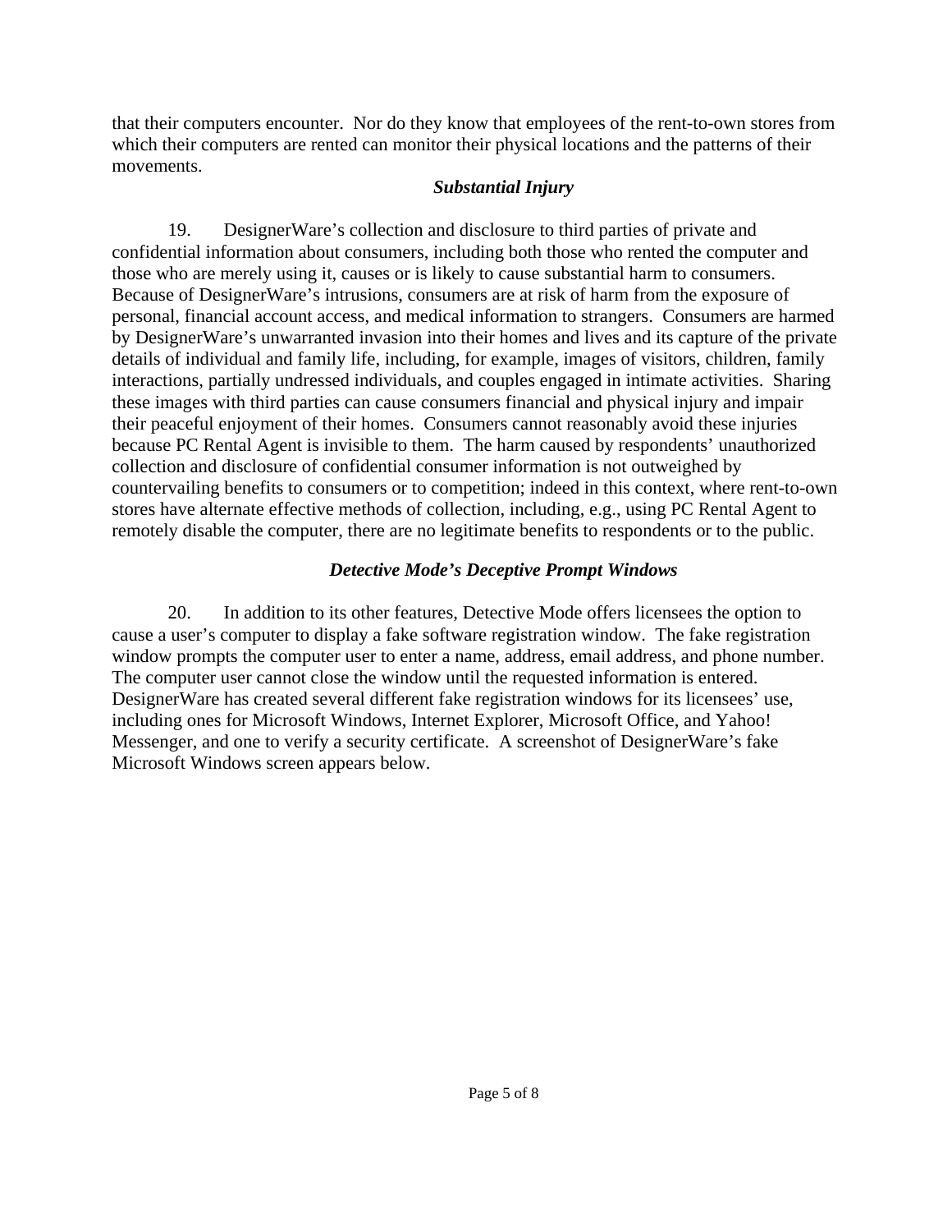that their computers encounter. Nor do they know that employees of the rent-to-own stores from which their computers are rented can monitor their physical locations and the patterns of their movements.

### *Substantial Injury*

19. DesignerWare's collection and disclosure to third parties of private and confidential information about consumers, including both those who rented the computer and those who are merely using it, causes or is likely to cause substantial harm to consumers. Because of DesignerWare's intrusions, consumers are at risk of harm from the exposure of personal, financial account access, and medical information to strangers. Consumers are harmed by DesignerWare's unwarranted invasion into their homes and lives and its capture of the private details of individual and family life, including, for example, images of visitors, children, family interactions, partially undressed individuals, and couples engaged in intimate activities. Sharing these images with third parties can cause consumers financial and physical injury and impair their peaceful enjoyment of their homes. Consumers cannot reasonably avoid these injuries because PC Rental Agent is invisible to them. The harm caused by respondents' unauthorized collection and disclosure of confidential consumer information is not outweighed by countervailing benefits to consumers or to competition; indeed in this context, where rent-to-own stores have alternate effective methods of collection, including, e.g., using PC Rental Agent to remotely disable the computer, there are no legitimate benefits to respondents or to the public.

### *Detective Mode's Deceptive Prompt Windows*

20. In addition to its other features, Detective Mode offers licensees the option to cause a user's computer to display a fake software registration window. The fake registration window prompts the computer user to enter a name, address, email address, and phone number. The computer user cannot close the window until the requested information is entered. DesignerWare has created several different fake registration windows for its licensees' use, including ones for Microsoft Windows, Internet Explorer, Microsoft Office, and Yahoo! Messenger, and one to verify a security certificate. A screenshot of DesignerWare's fake Microsoft Windows screen appears below.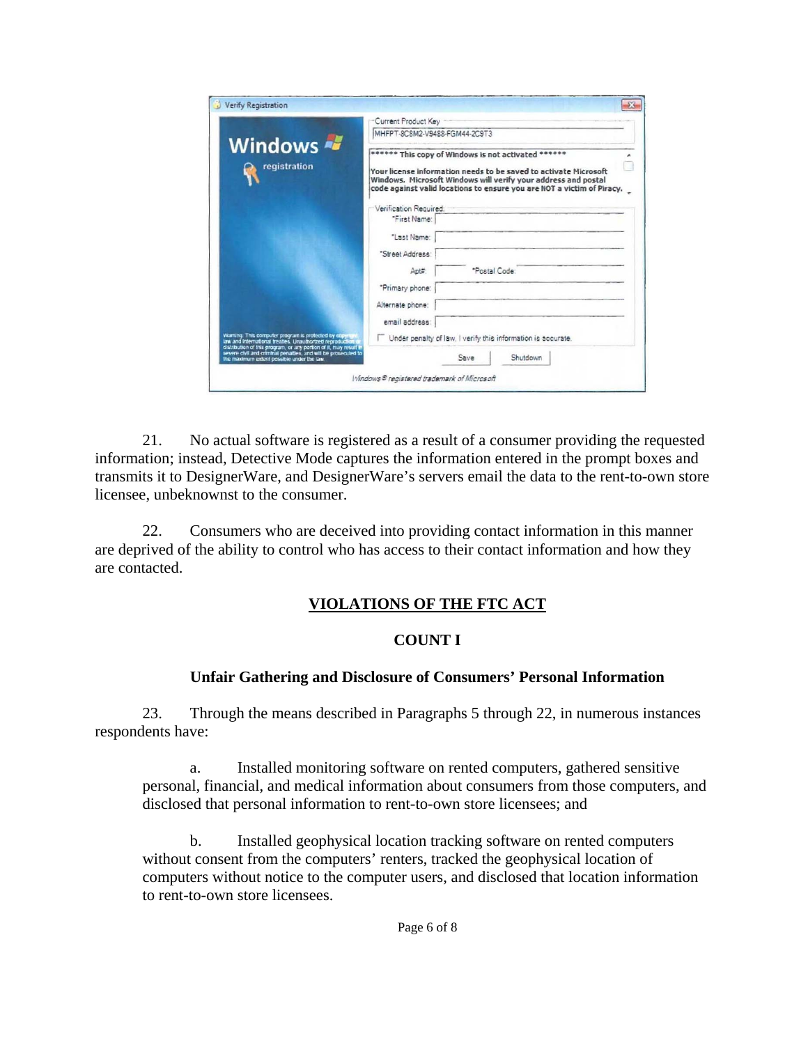Verify Registration

**Windows** registration

Current Product Key: MHFPT-8C8M2-V9488-FGM44-2C9T3

****** This copy of Windows is not activated ******

Your license information needs to be saved to activate Microsoft Windows. Microsoft Windows will verify your address and postal code against valid locations to ensure you are NOT a victim of Piracy.

Verification Required:

*First Name:

*Last Name:

*Street Address:

Apt#: *Postal Code:

*Primary phone:

Alternate phone:

email address:

Under penalty of law, I verify this information is accurate.

Save Shutdown

Warning: This computer program is protected by copyright law and international treaties. Unauthorized reproduction or distribution of this program, or any portion of it, may result in severe civil and criminal penalties, and will be prosecuted to the maximum extent possible under the law.

*Windows® registered trademark of Microsoft*

21. No actual software is registered as a result of a consumer providing the requested information; instead, Detective Mode captures the information entered in the prompt boxes and transmits it to DesignerWare, and DesignerWare's servers email the data to the rent-to-own store licensee, unbeknownst to the consumer.

22. Consumers who are deceived into providing contact information in this manner are deprived of the ability to control who has access to their contact information and how they are contacted.

## VIOLATIONS OF THE FTC ACT

### COUNT I

### Unfair Gathering and Disclosure of Consumers' Personal Information

23. Through the means described in Paragraphs 5 through 22, in numerous instances respondents have:

a. Installed monitoring software on rented computers, gathered sensitive personal, financial, and medical information about consumers from those computers, and disclosed that personal information to rent-to-own store licensees; and

b. Installed geophysical location tracking software on rented computers without consent from the computers' renters, tracked the geophysical location of computers without notice to the computer users, and disclosed that location information to rent-to-own store licensees.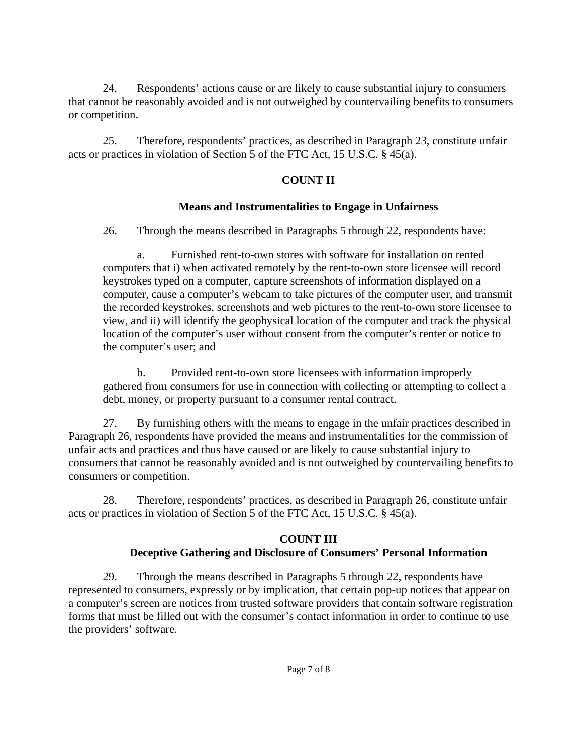24. Respondents' actions cause or are likely to cause substantial injury to consumers that cannot be reasonably avoided and is not outweighed by countervailing benefits to consumers or competition.

25. Therefore, respondents' practices, as described in Paragraph 23, constitute unfair acts or practices in violation of Section 5 of the FTC Act, 15 U.S.C. § 45(a).

## COUNT II

### Means and Instrumentalities to Engage in Unfairness

26. Through the means described in Paragraphs 5 through 22, respondents have:

> a. Furnished rent-to-own stores with software for installation on rented computers that i) when activated remotely by the rent-to-own store licensee will record keystrokes typed on a computer, capture screenshots of information displayed on a computer, cause a computer's webcam to take pictures of the computer user, and transmit the recorded keystrokes, screenshots and web pictures to the rent-to-own store licensee to view, and ii) will identify the geophysical location of the computer and track the physical location of the computer's user without consent from the computer's renter or notice to the computer's user; and
>
> b. Provided rent-to-own store licensees with information improperly gathered from consumers for use in connection with collecting or attempting to collect a debt, money, or property pursuant to a consumer rental contract.

27. By furnishing others with the means to engage in the unfair practices described in Paragraph 26, respondents have provided the means and instrumentalities for the commission of unfair acts and practices and thus have caused or are likely to cause substantial injury to consumers that cannot be reasonably avoided and is not outweighed by countervailing benefits to consumers or competition.

28. Therefore, respondents' practices, as described in Paragraph 26, constitute unfair acts or practices in violation of Section 5 of the FTC Act, 15 U.S.C. § 45(a).

## COUNT III

### Deceptive Gathering and Disclosure of Consumers' Personal Information

29. Through the means described in Paragraphs 5 through 22, respondents have represented to consumers, expressly or by implication, that certain pop-up notices that appear on a computer's screen are notices from trusted software providers that contain software registration forms that must be filled out with the consumer's contact information in order to continue to use the providers' software.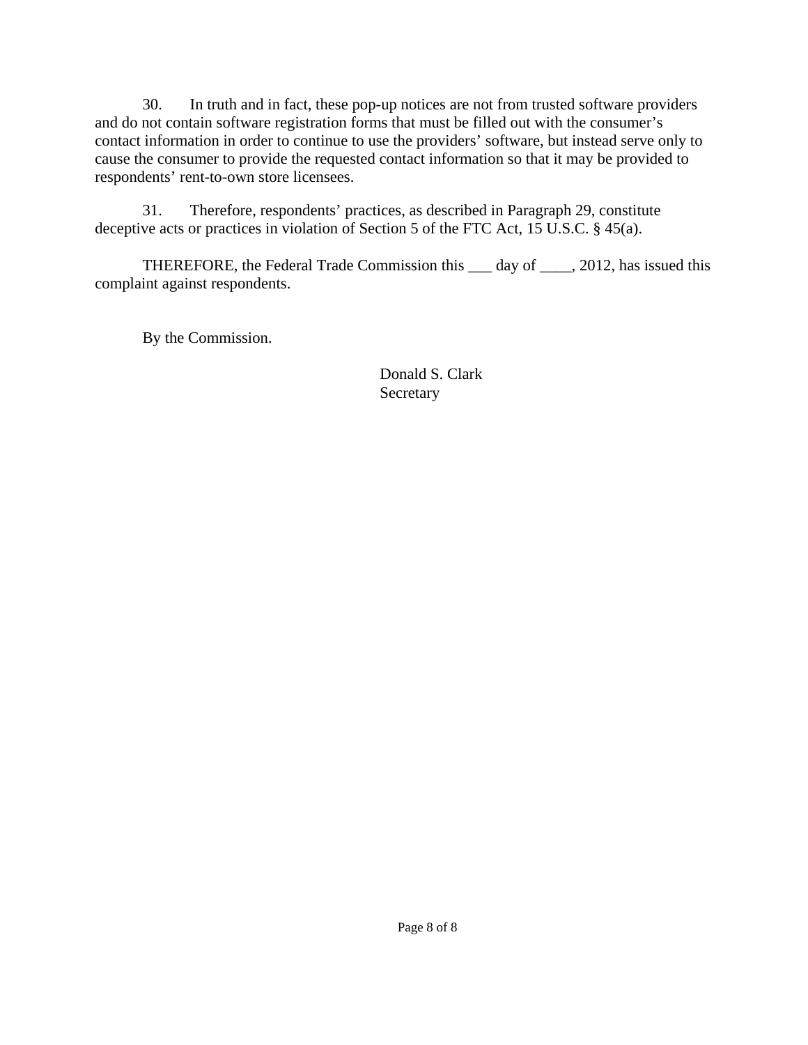30. In truth and in fact, these pop-up notices are not from trusted software providers and do not contain software registration forms that must be filled out with the consumer's contact information in order to continue to use the providers' software, but instead serve only to cause the consumer to provide the requested contact information so that it may be provided to respondents' rent-to-own store licensees.

31. Therefore, respondents' practices, as described in Paragraph 29, constitute deceptive acts or practices in violation of Section 5 of the FTC Act, 15 U.S.C. § 45(a).

THEREFORE, the Federal Trade Commission this ___ day of ____, 2012, has issued this complaint against respondents.

By the Commission.

Donald S. Clark
Secretary